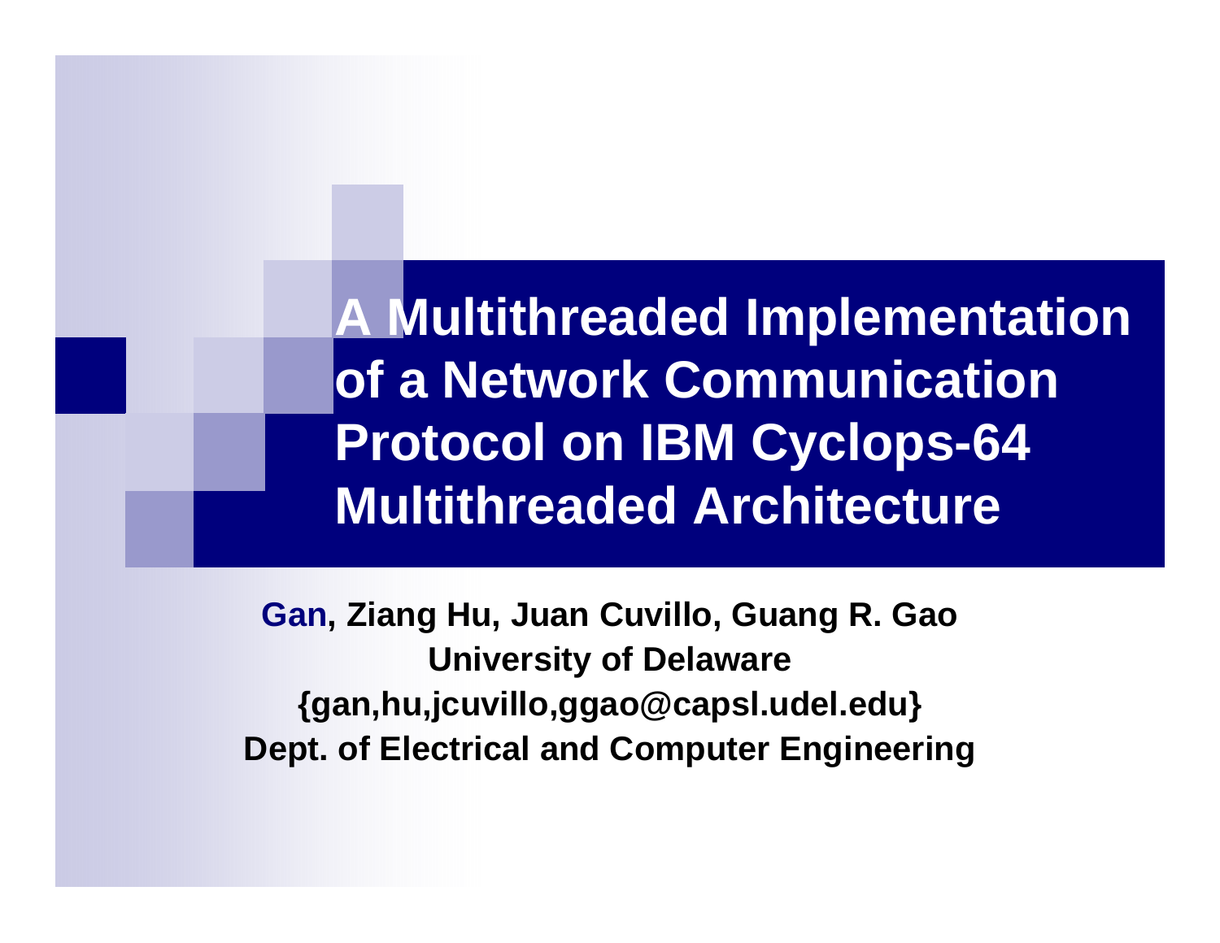# A Multithreaded Implementation of a Network Communication Protocol on IBM Cyclops-64 Multithreaded Architecture

**Gan, Ziang Hu, Juan Cuvillo, Guang R. Gao**

**University of Delaware**

**{gan,hu,jcuvillo,ggao@capsl.udel.edu}**

**Dept. of Electrical and Computer Engineering**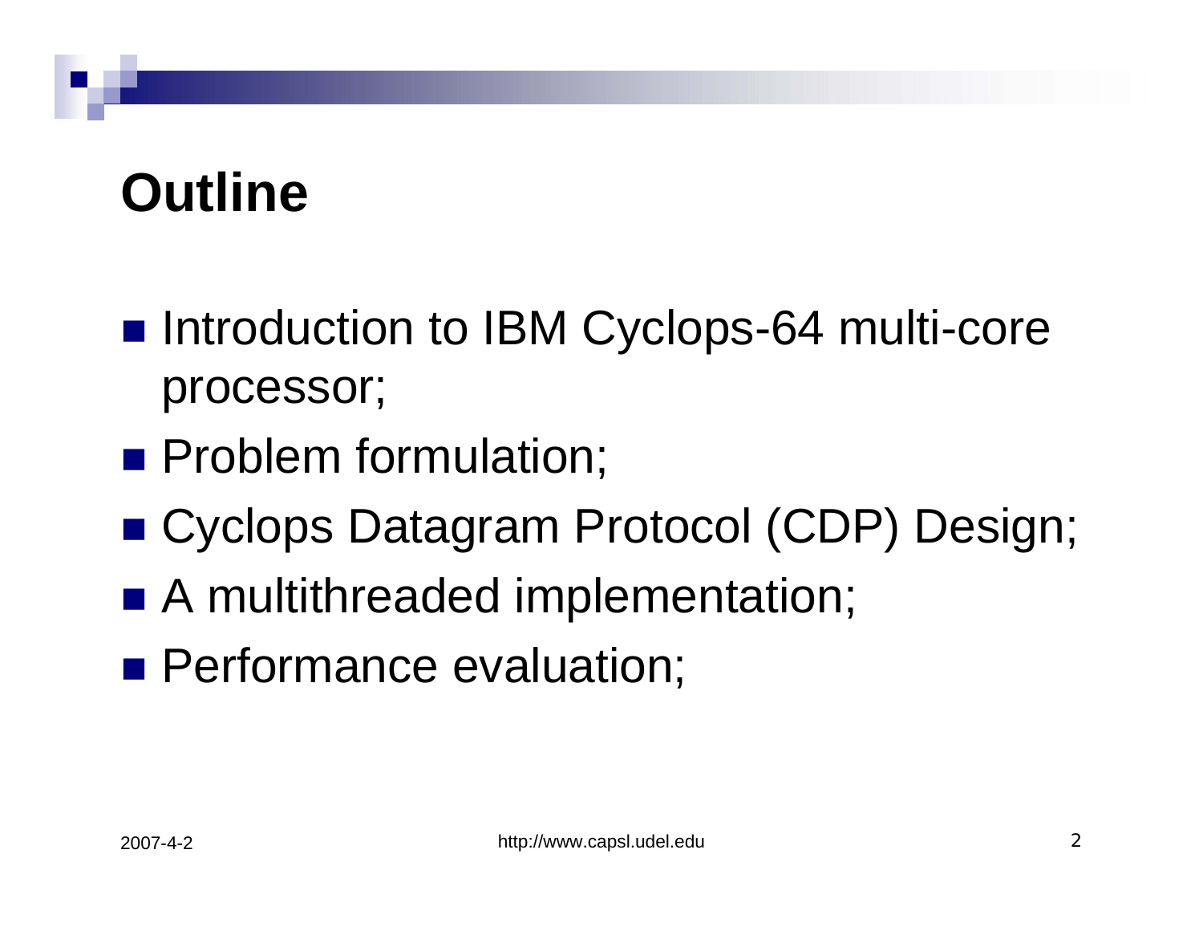# Outline

- Introduction to IBM Cyclops-64 multi-core processor;
- Problem formulation;
- Cyclops Datagram Protocol (CDP) Design;
- A multithreaded implementation;
- Performance evaluation;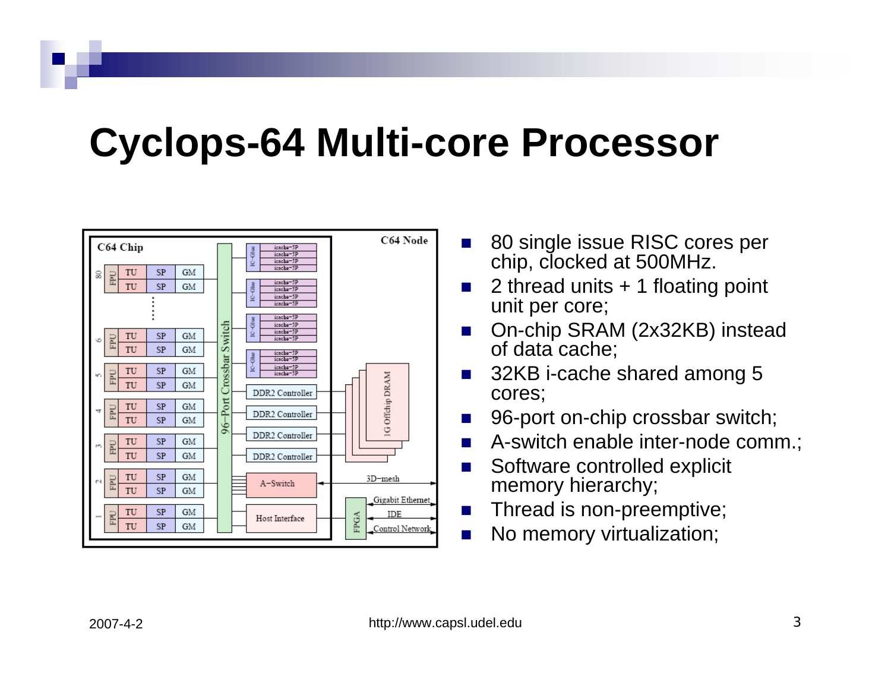# Cyclops-64 Multi-core Processor

- 80 single issue RISC cores per chip, clocked at 500MHz.
- 2 thread units + 1 floating point unit per core;
- On-chip SRAM (2x32KB) instead of data cache;
- 32KB i-cache shared among 5 cores;
- 96-port on-chip crossbar switch;
- A-switch enable inter-node comm.;
- Software controlled explicit memory hierarchy;
- Thread is non-preemptive;
- No memory virtualization;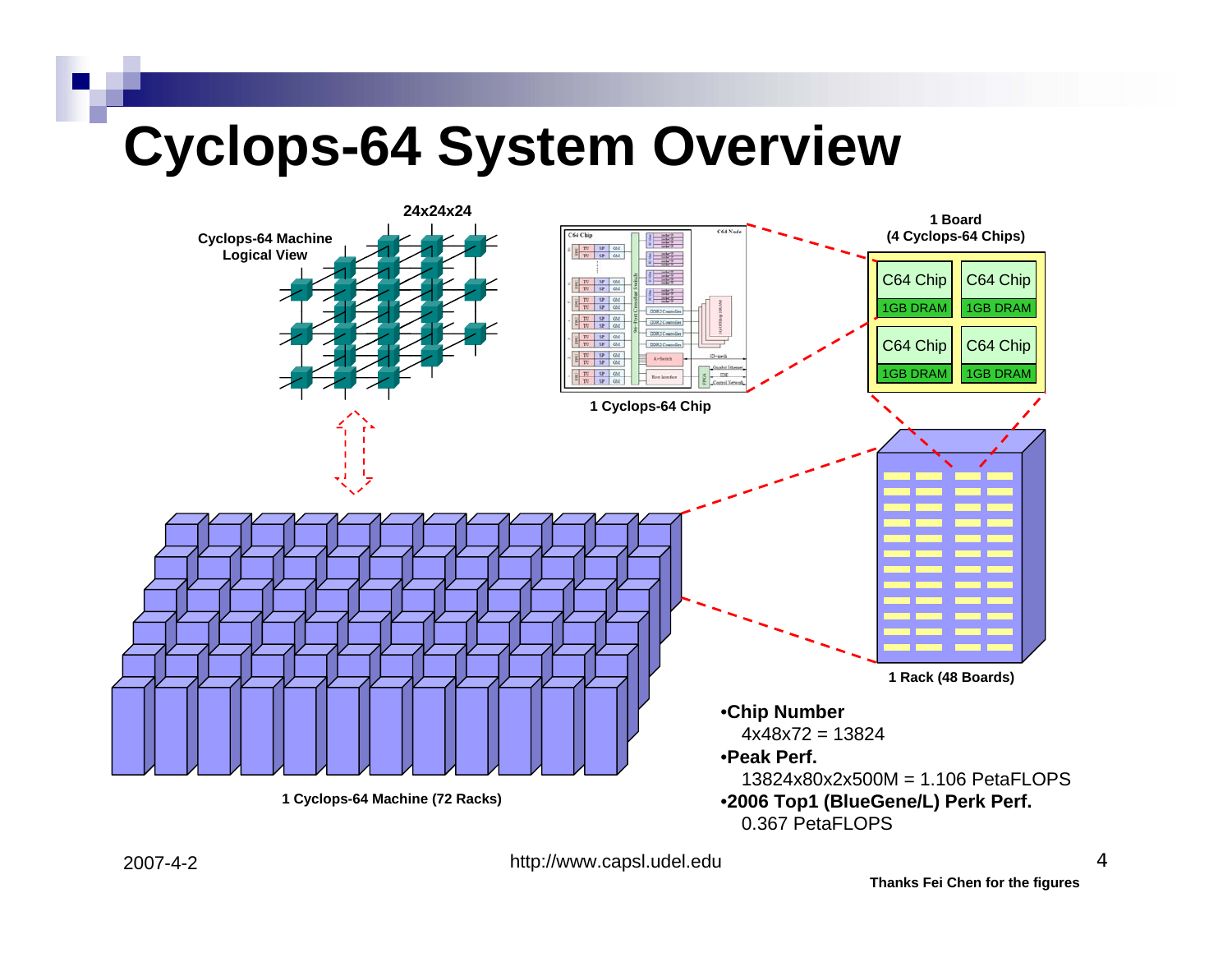# Cyclops-64 System Overview

Cyclops-64 Machine Logical View

24x24x24

1 Cyclops-64 Chip

1 Board (4 Cyclops-64 Chips)

| C64 Chip | C64 Chip |
| --- | --- |
| 1GB DRAM | 1GB DRAM |
| C64 Chip | C64 Chip |
| 1GB DRAM | 1GB DRAM |

1 Rack (48 Boards)

1 Cyclops-64 Machine (72 Racks)

- **Chip Number**
  4x48x72 = 13824
- **Peak Perf.**
  13824x80x2x500M = 1.106 PetaFLOPS
- **2006 Top1 (BlueGene/L) Perk Perf.**
  0.367 PetaFLOPS

Thanks Fei Chen for the figures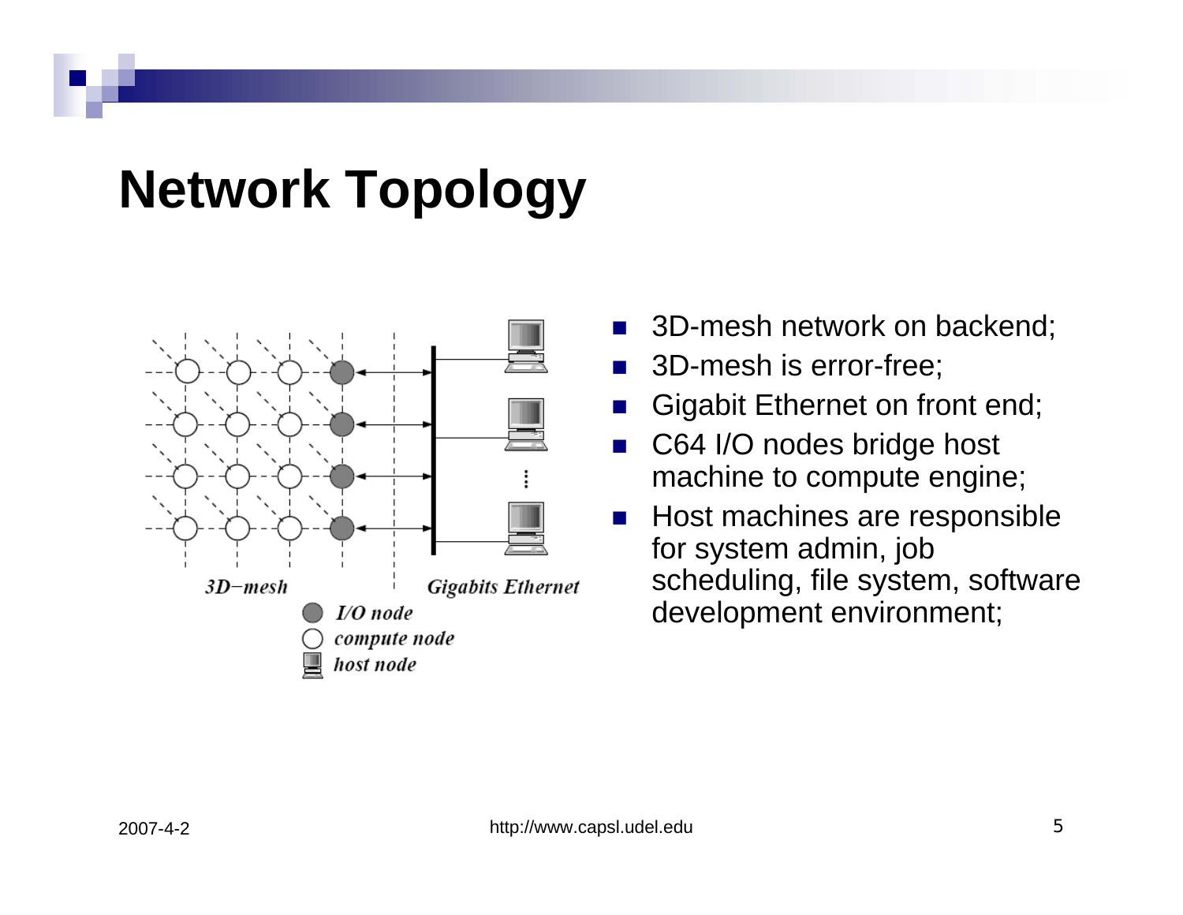# Network Topology

- 3D-mesh network on backend;
- 3D-mesh is error-free;
- Gigabit Ethernet on front end;
- C64 I/O nodes bridge host machine to compute engine;
- Host machines are responsible for system admin, job scheduling, file system, software development environment;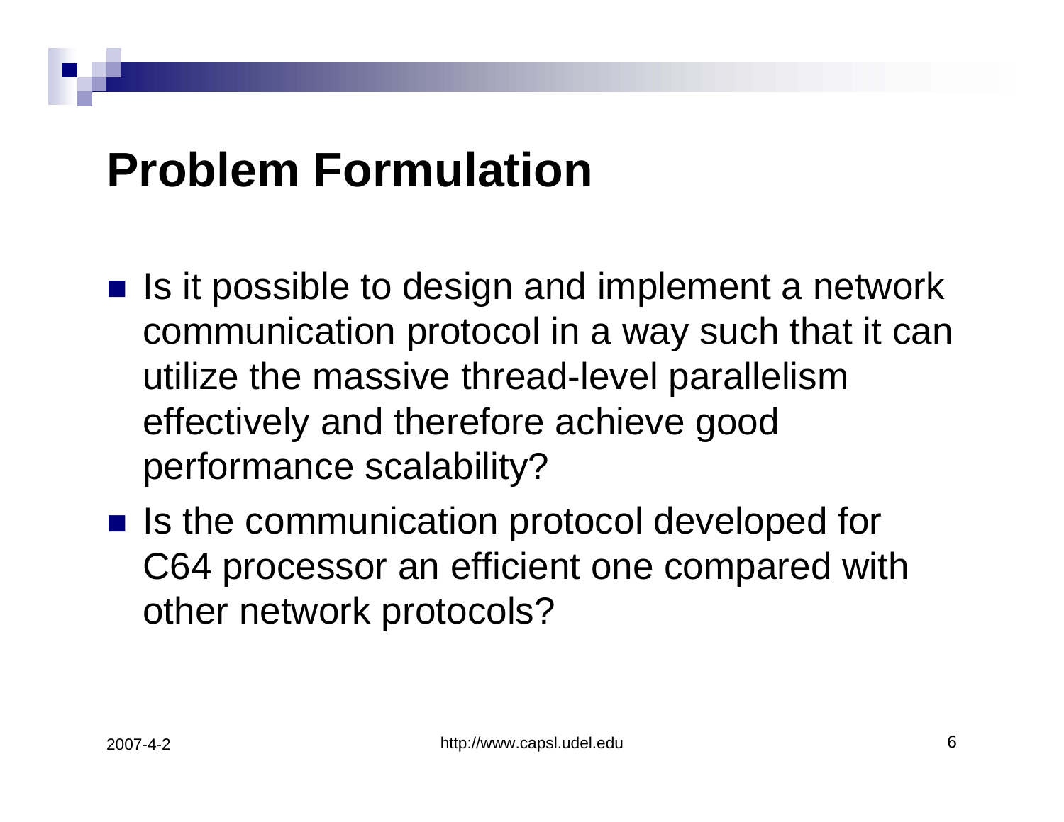# Problem Formulation

- Is it possible to design and implement a network communication protocol in a way such that it can utilize the massive thread-level parallelism effectively and therefore achieve good performance scalability?
- Is the communication protocol developed for C64 processor an efficient one compared with other network protocols?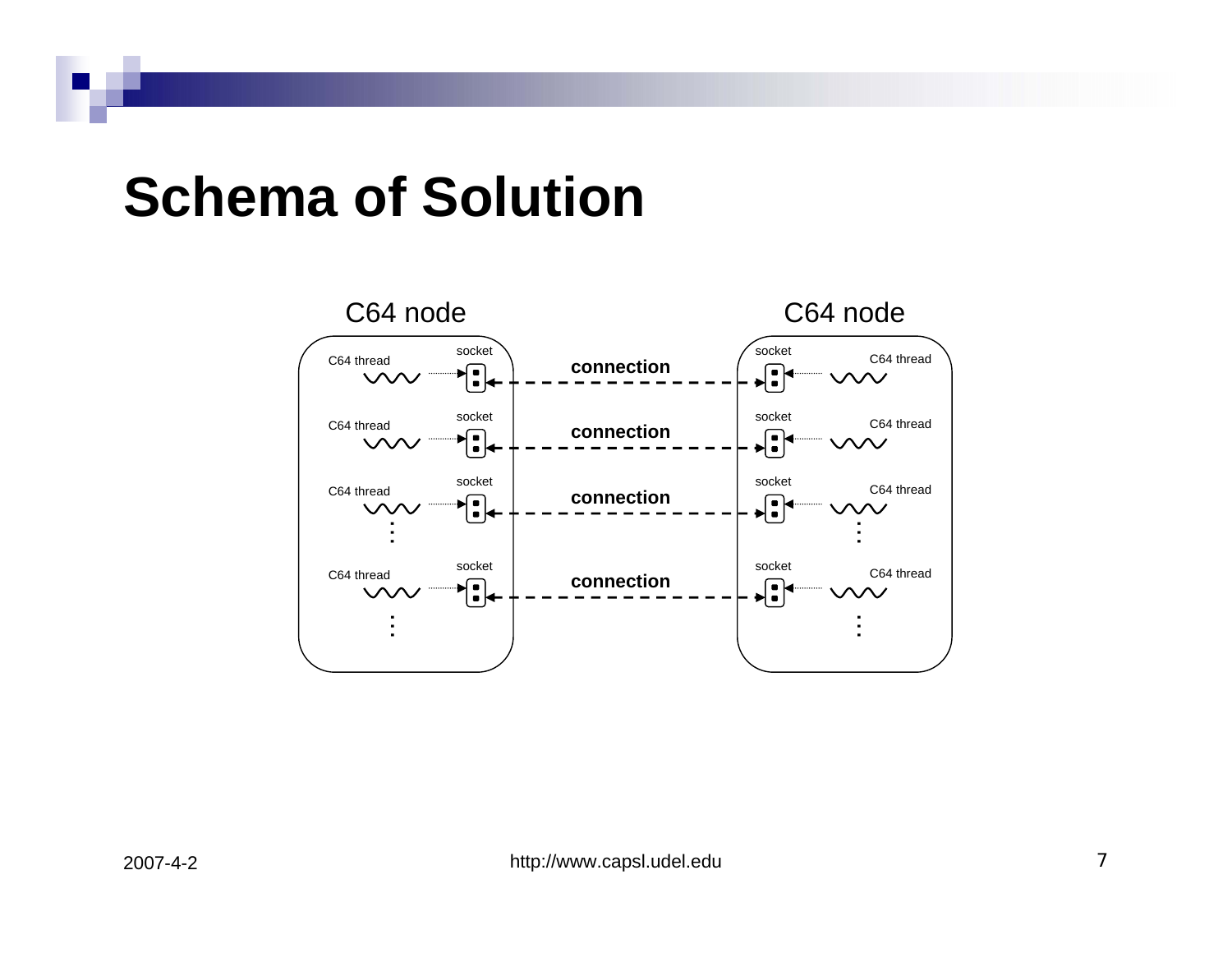# Schema of Solution

C64 node

C64 thread — socket

C64 thread — socket

C64 thread — socket

C64 thread — socket

connection

connection

connection

connection

C64 node

socket — C64 thread

socket — C64 thread

socket — C64 thread

socket — C64 thread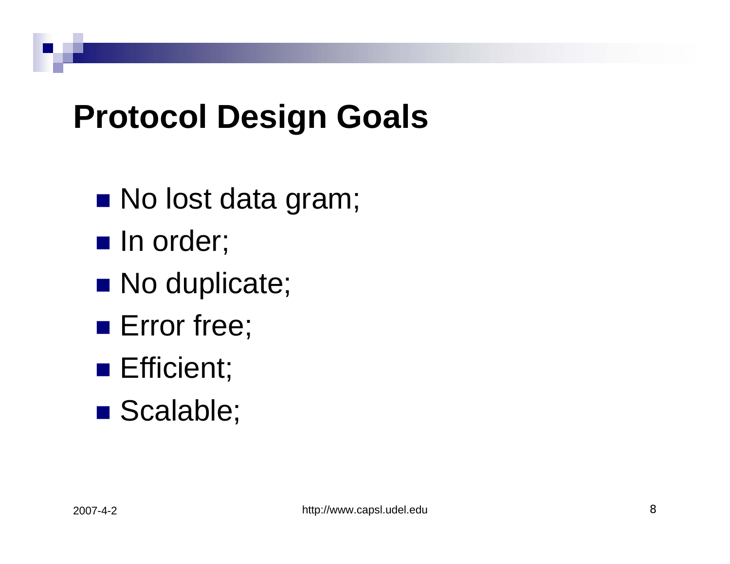# Protocol Design Goals

- No lost data gram;
- In order;
- No duplicate;
- Error free;
- Efficient;
- Scalable;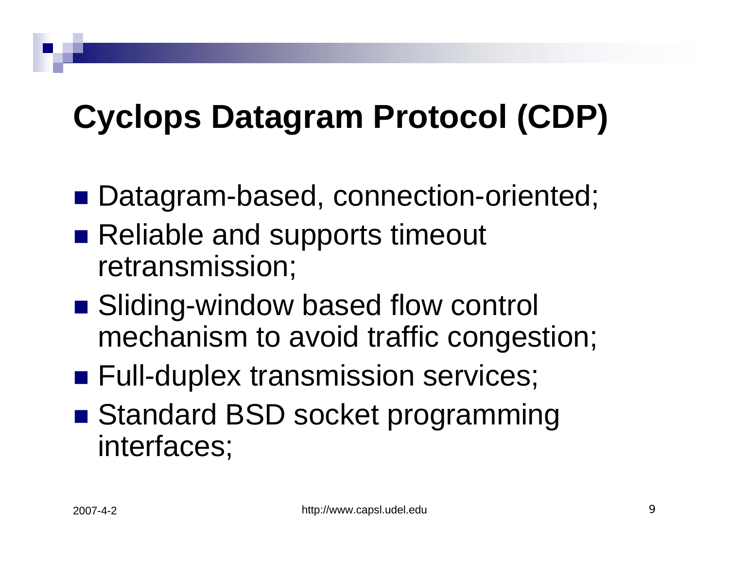# Cyclops Datagram Protocol (CDP)

- Datagram-based, connection-oriented;
- Reliable and supports timeout retransmission;
- Sliding-window based flow control mechanism to avoid traffic congestion;
- Full-duplex transmission services;
- Standard BSD socket programming interfaces;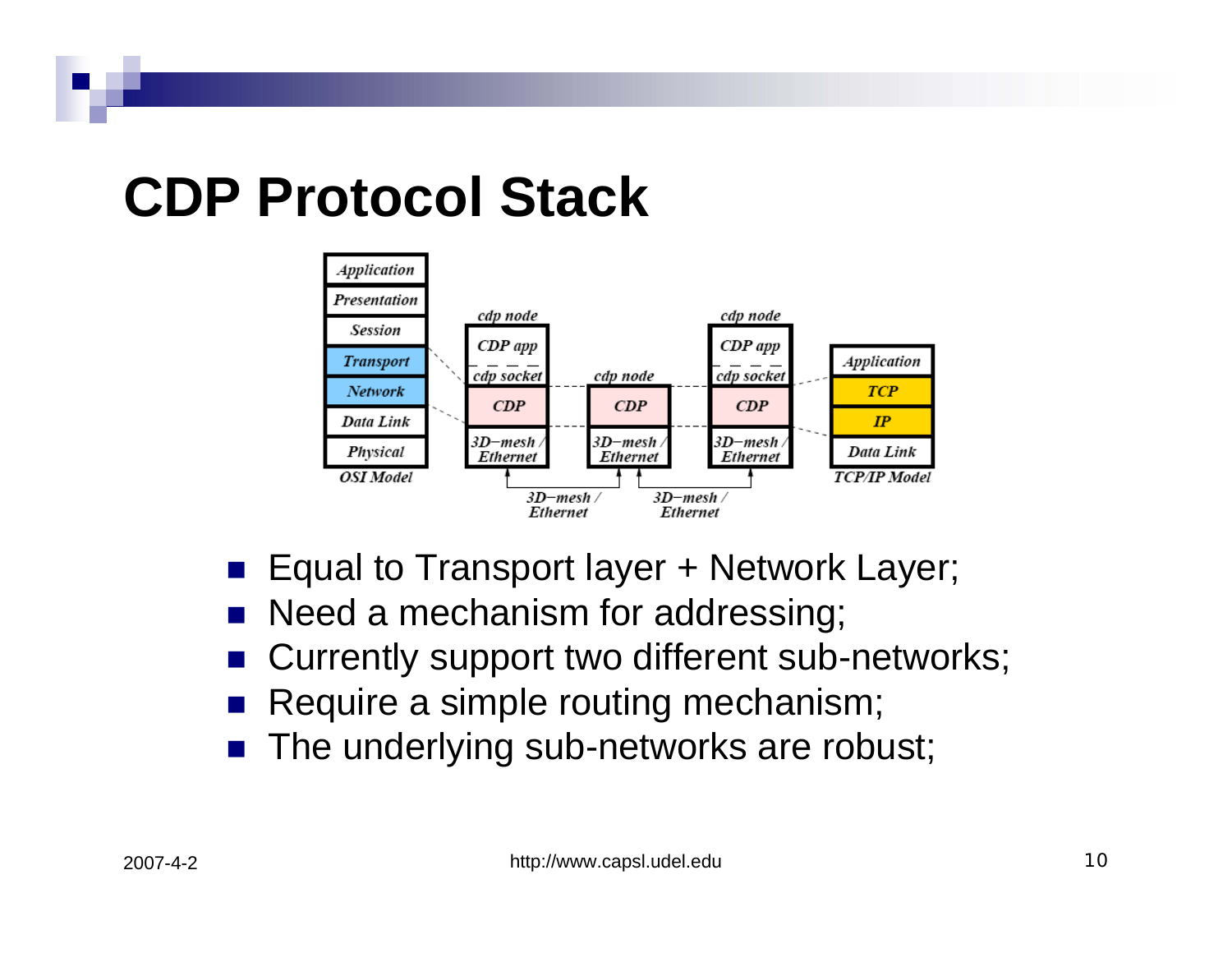# CDP Protocol Stack

- Equal to Transport layer + Network Layer;
- Need a mechanism for addressing;
- Currently support two different sub-networks;
- Require a simple routing mechanism;
- The underlying sub-networks are robust;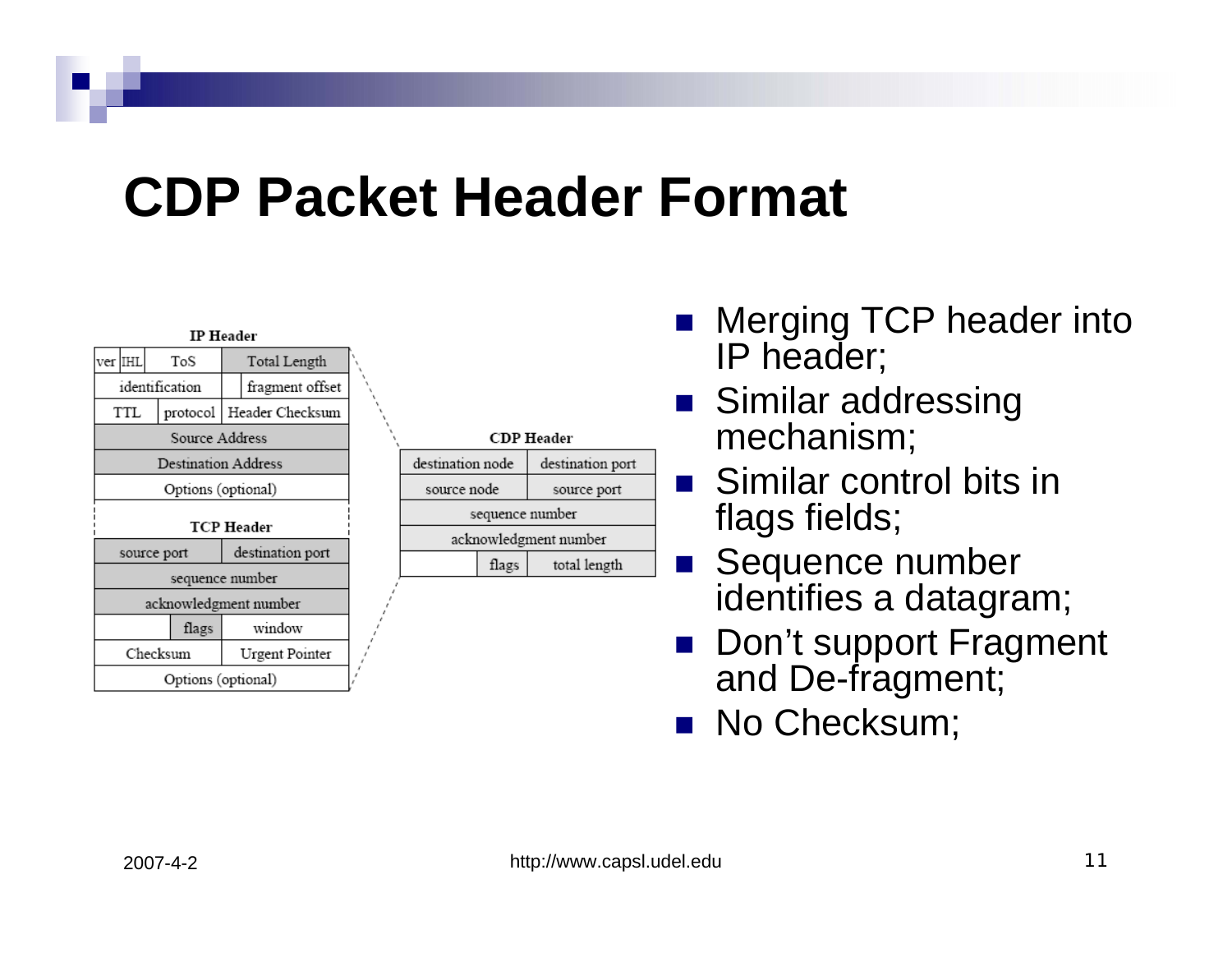# CDP Packet Header Format

**IP Header**

| ver | IHL | ToS | | Total Length |
|---|---|---|---|---|
| identification | | | | fragment offset |
| TTL | | protocol | Header Checksum | |
| Source Address | | | | |
| Destination Address | | | | |
| Options (optional) | | | | |

**TCP Header**

| source port | | destination port |
|---|---|---|
| sequence number | | |
| acknowledgment number | | |
| | flags | window |
| Checksum | | Urgent Pointer |
| Options (optional) | | |

**CDP Header**

| destination node | | destination port |
|---|---|---|
| source node | | source port |
| sequence number | | |
| acknowledgment number | | |
| | flags | total length |

- Merging TCP header into IP header;
- Similar addressing mechanism;
- Similar control bits in flags fields;
- Sequence number identifies a datagram;
- Don't support Fragment and De-fragment;
- No Checksum;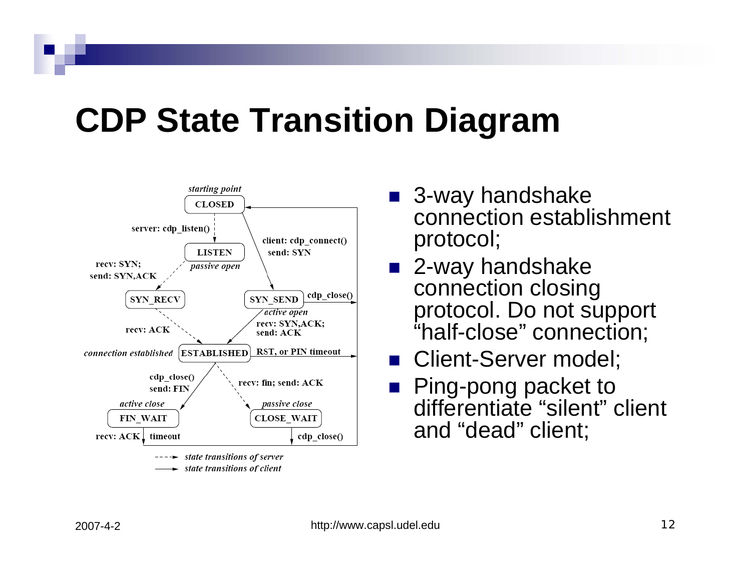# CDP State Transition Diagram

starting point

CLOSED

server: cdp_listen()

client: cdp_connect()
send: SYN

LISTEN

passive open

recv: SYN;
send: SYN,ACK

SYN_RECV

SYN_SEND

cdp_close()

active open

recv: SYN,ACK;
send: ACK

recv: ACK

connection established

ESTABLISHED

RST, or PIN timeout

cdp_close()
send: FIN

recv: fin; send: ACK

active close

passive close

FIN_WAIT

CLOSE_WAIT

recv: ACK

timeout

cdp_close()

state transitions of server

state transitions of client

- 3-way handshake connection establishment protocol;
- 2-way handshake connection closing protocol. Do not support "half-close" connection;
- Client-Server model;
- Ping-pong packet to differentiate "silent" client and "dead" client;

2007-4-2

http://www.capsl.udel.edu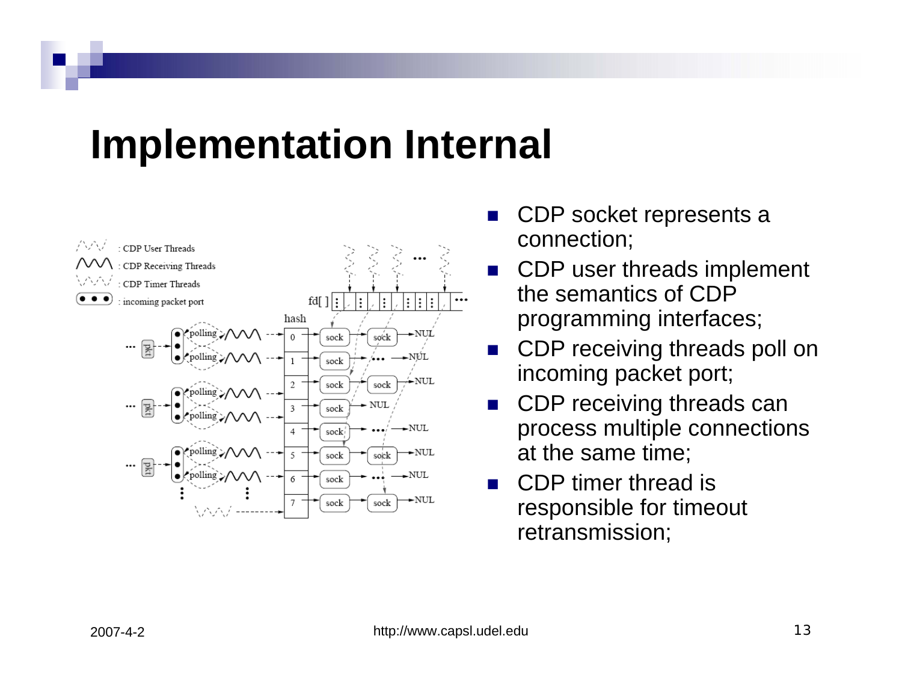# Implementation Internal

- CDP socket represents a connection;
- CDP user threads implement the semantics of CDP programming interfaces;
- CDP receiving threads poll on incoming packet port;
- CDP receiving threads can process multiple connections at the same time;
- CDP timer thread is responsible for timeout retransmission;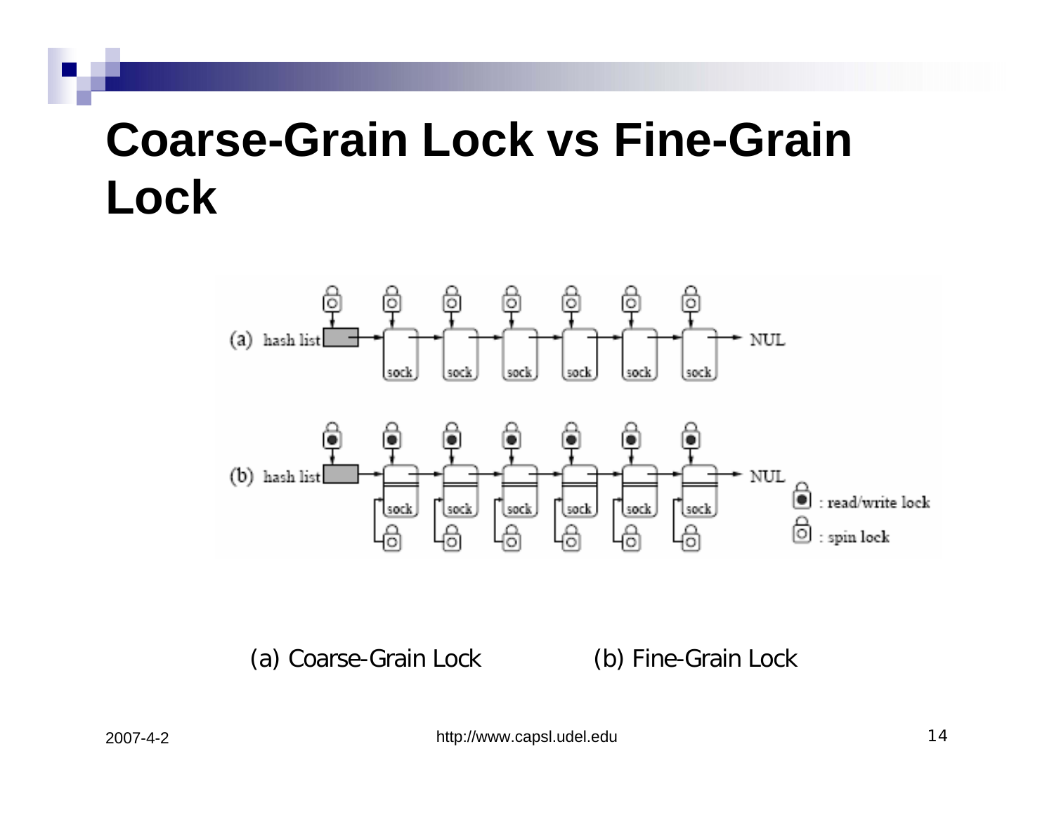# Coarse-Grain Lock vs Fine-Grain Lock

(a) Coarse-Grain Lock (b) Fine-Grain Lock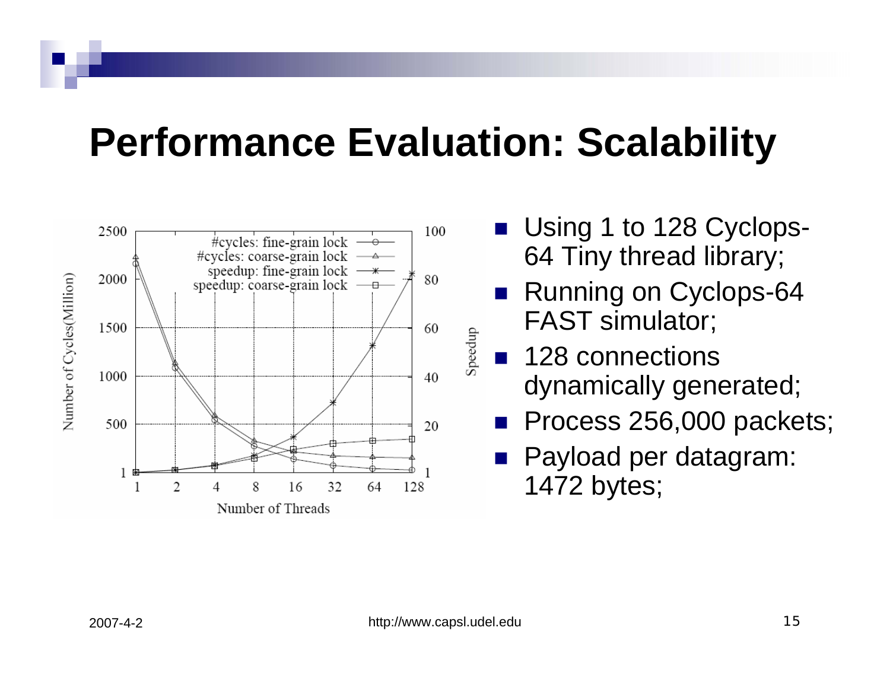# Performance Evaluation: Scalability

- Using 1 to 128 Cyclops-64 Tiny thread library;
- Running on Cyclops-64 FAST simulator;
- 128 connections dynamically generated;
- Process 256,000 packets;
- Payload per datagram: 1472 bytes;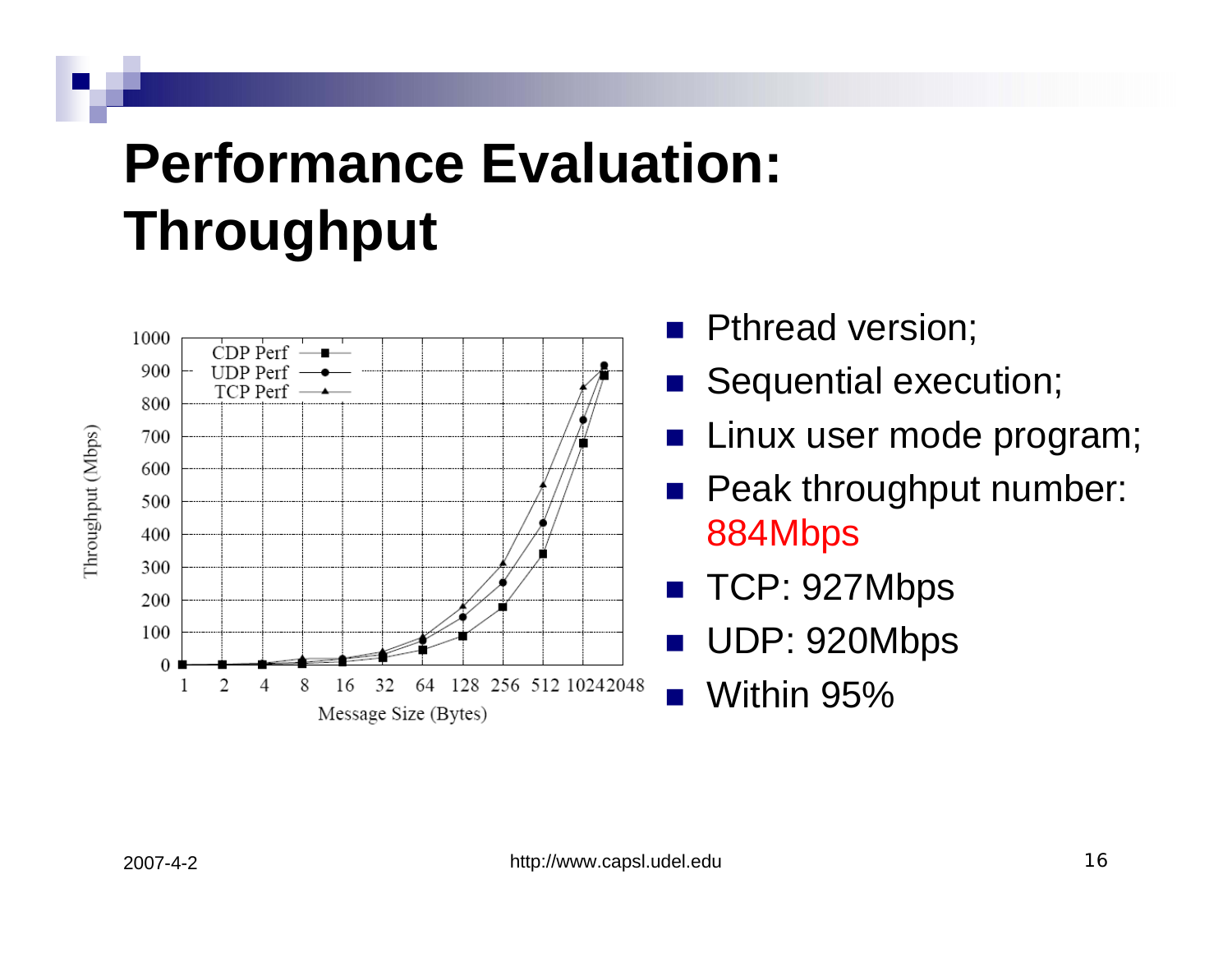# Performance Evaluation: Throughput

- Pthread version;
- Sequential execution;
- Linux user mode program;
- Peak throughput number: 884Mbps
- TCP: 927Mbps
- UDP: 920Mbps
- Within 95%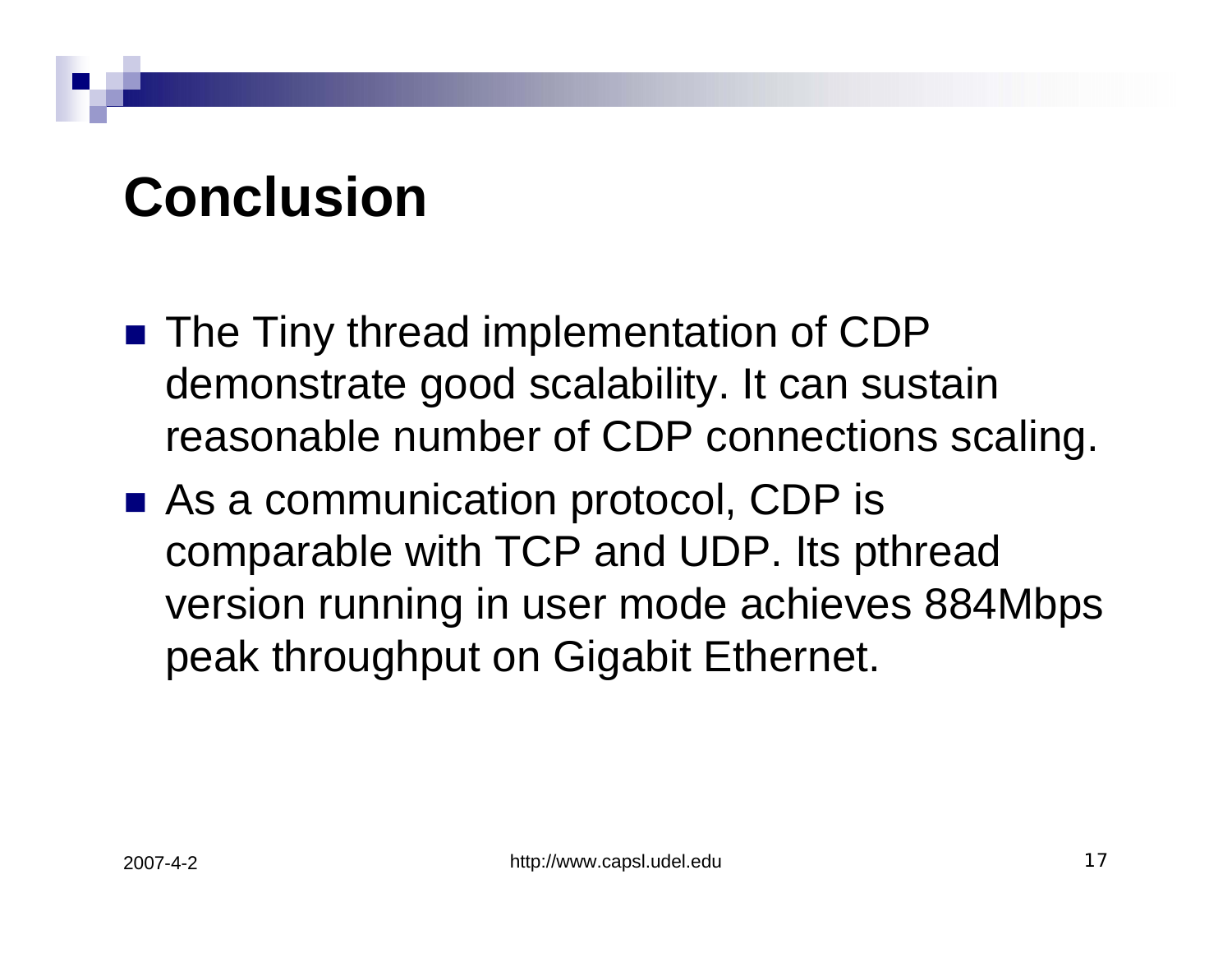# Conclusion

- The Tiny thread implementation of CDP demonstrate good scalability. It can sustain reasonable number of CDP connections scaling.
- As a communication protocol, CDP is comparable with TCP and UDP. Its pthread version running in user mode achieves 884Mbps peak throughput on Gigabit Ethernet.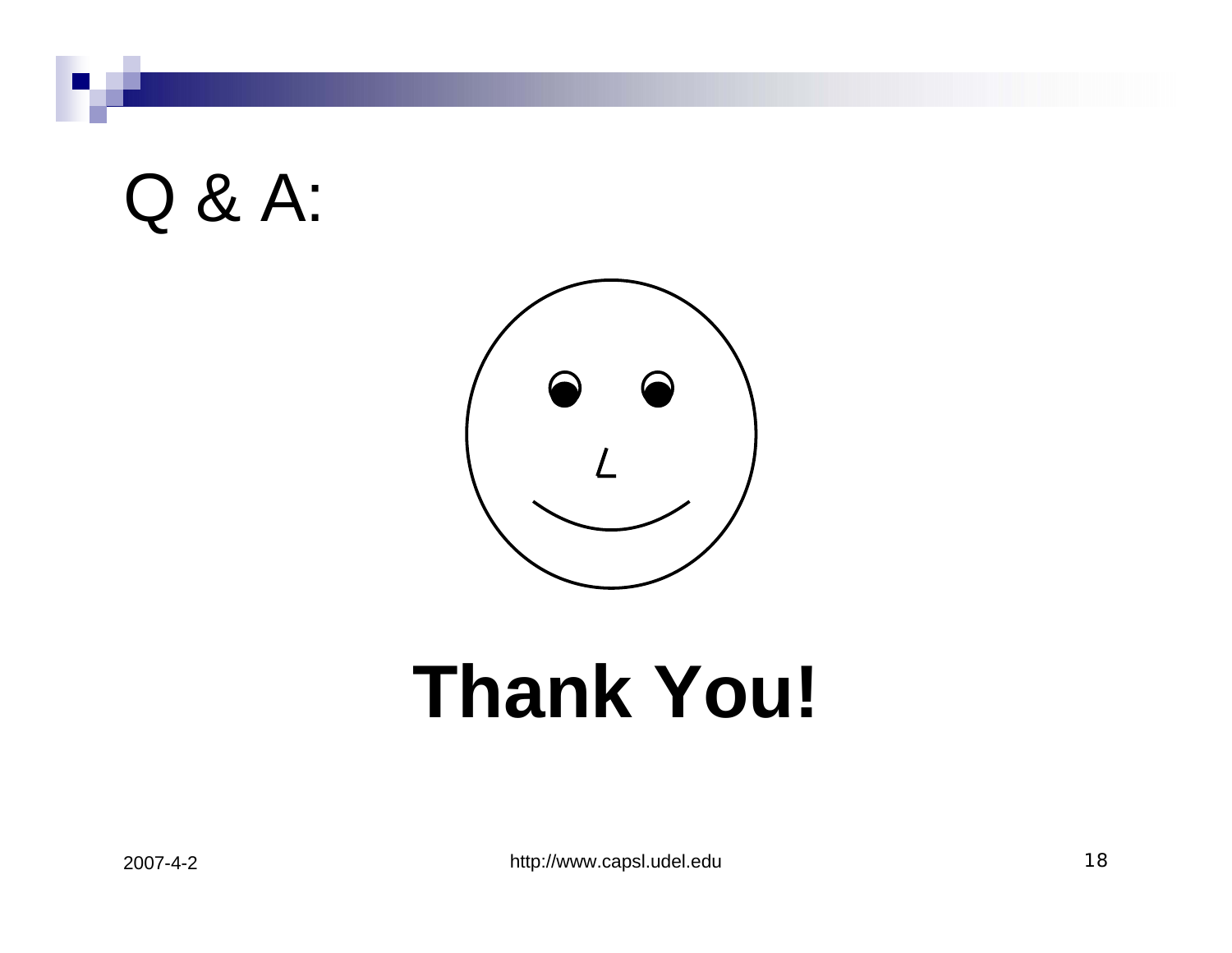# Q & A:

**Thank You!**